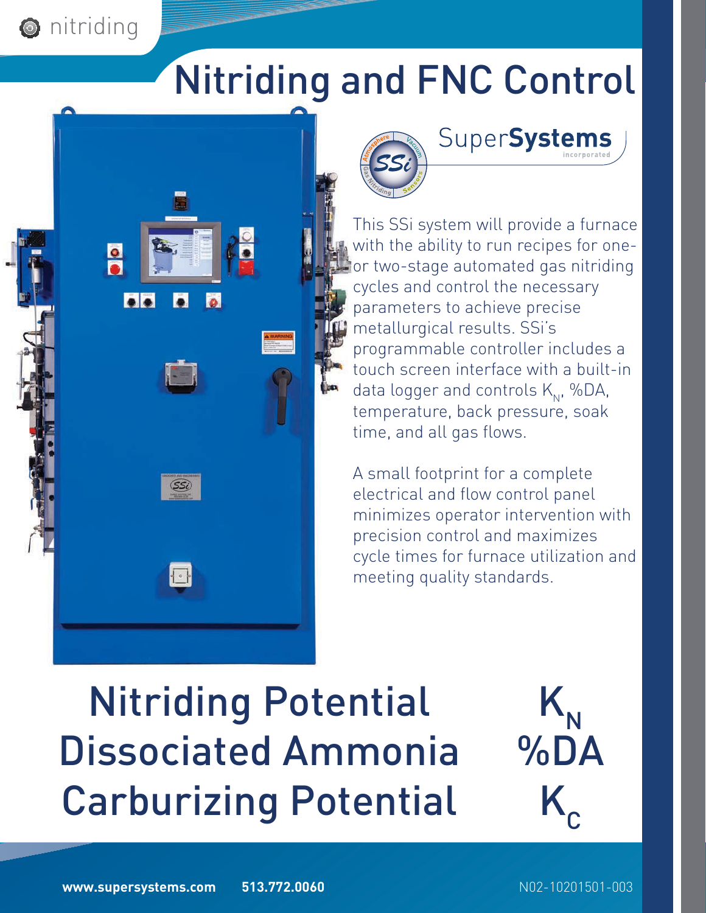nitriding

# Nitriding and FNC Control

SuperSystems incorporated

This SSi system will provide a furnace with the ability to run recipes for one- or two-stage automated gas nitriding cycles and control the necessary parameters to achieve precise metallurgical results. SSi's programmable controller includes a touch screen interface with a built-in data logger and controls $K_N$, %DA, temperature, back pressure, soak time, and all gas flows.

A small footprint for a complete electrical and flow control panel minimizes operator intervention with precision control and maximizes cycle times for furnace utilization and meeting quality standards.

## Nitriding Potential $K_N$
## Dissociated Ammonia %DA
## Carburizing Potential $K_C$

**www.supersystems.com** **513.772.0060**

N02-10201501-003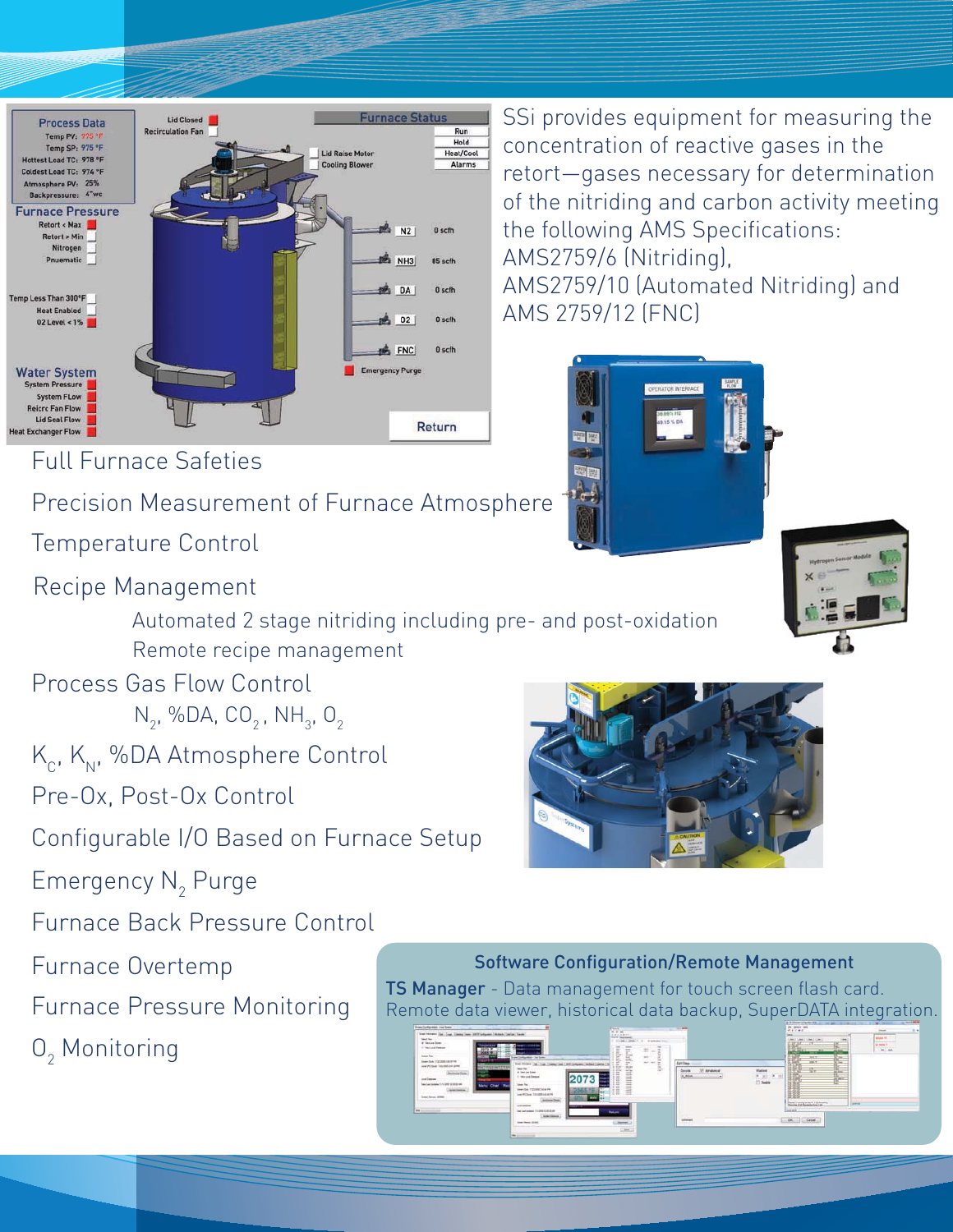SSi provides equipment for measuring the concentration of reactive gases in the retort—gases necessary for determination of the nitriding and carbon activity meeting the following AMS Specifications: AMS2759/6 (Nitriding), AMS2759/10 (Automated Nitriding) and AMS 2759/12 (FNC)

- Full Furnace Safeties
- Precision Measurement of Furnace Atmosphere
- Temperature Control
- Recipe Management
  - Automated 2 stage nitriding including pre- and post-oxidation
  - Remote recipe management
- Process Gas Flow Control
  - $N_2$, %DA, $CO_2$, $NH_3$, $O_2$
- $K_C$, $K_N$, %DA Atmosphere Control
- Pre-Ox, Post-Ox Control
- Configurable I/O Based on Furnace Setup
- Emergency $N_2$ Purge
- Furnace Back Pressure Control
- Furnace Overtemp
- Furnace Pressure Monitoring
- $O_2$ Monitoring

## Software Configuration/Remote Management

**TS Manager** - Data management for touch screen flash card. Remote data viewer, historical data backup, SuperDATA integration.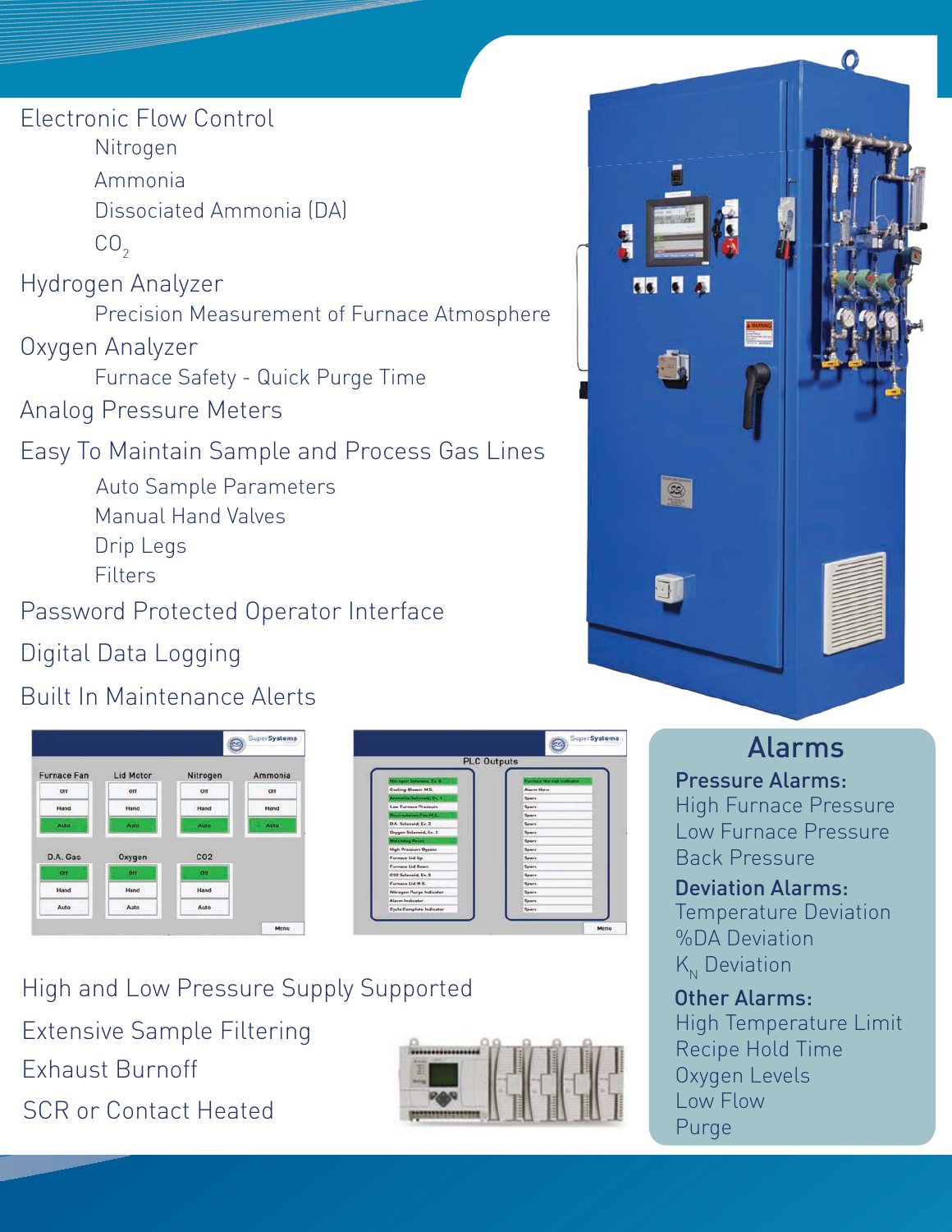## Electronic Flow Control

- Nitrogen
- Ammonia
- Dissociated Ammonia (DA)
- $CO_2$

## Hydrogen Analyzer

- Precision Measurement of Furnace Atmosphere

## Oxygen Analyzer

- Furnace Safety - Quick Purge Time

## Analog Pressure Meters

## Easy To Maintain Sample and Process Gas Lines

- Auto Sample Parameters
- Manual Hand Valves
- Drip Legs
- Filters

## Password Protected Operator Interface

## Digital Data Logging

## Built In Maintenance Alerts

## High and Low Pressure Supply Supported

## Extensive Sample Filtering

## Exhaust Burnoff

## SCR or Contact Heated

## Alarms

**Pressure Alarms:**

- High Furnace Pressure
- Low Furnace Pressure
- Back Pressure

**Deviation Alarms:**

- Temperature Deviation
- %DA Deviation
- $K_N$ Deviation

**Other Alarms:**

- High Temperature Limit
- Recipe Hold Time
- Oxygen Levels
- Low Flow
- Purge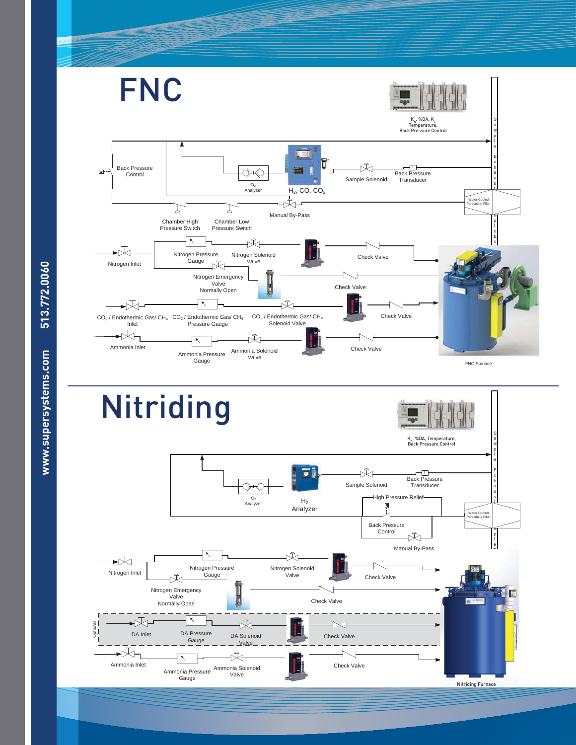# FNC

$K_N$, %DA, $K_C$
Temperature,
Back Pressure Control

Back Pressure Control

$O_2$ Analyzer

$H_2$, $CO$, $CO_2$

Sample Solenoid

Back Pressure Transducer

Sample Exhaust

Water Cooled Particulate Filter

Chamber High Pressure Switch

Chamber Low Pressure Switch

Manual By-Pass

Nitrogen Inlet

Nitrogen Pressure Gauge

Nitrogen Solenoid Valve

Check Valve

Nitrogen Emergency Valve Normally Open

Check Valve

$CO_2$ / Endothermic Gas/ $CH_4$ Inlet

$CO_2$ / Endothermic Gas/ $CH_4$ Pressure Gauge

$CO_2$ / Endothermic Gas/ $CH_4$ Solenoid Valve

Check Valve

Ammonia Inlet

Ammonia Pressure Gauge

Ammonia Solenoid Valve

Check Valve

FNC Furnace

# Nitriding

$K_N$, %DA, Temperature,
Back Pressure Control

$O_2$ Analyzer

$H_2$ Analyzer

Sample Solenoid

Back Pressure Transducer

High Pressure Relief

Sample Exhaust

Water Cooled Particulate Filter

Back Pressure Control

Manual By-Pass

Nitrogen Inlet

Nitrogen Pressure Gauge

Nitrogen Solenoid Valve

Check Valve

Nitrogen Emergency Valve Normally Open

Check Valve

Optional

DA Inlet

DA Pressure Gauge

DA Solenoid Valve

Check Valve

Ammonia Inlet

Ammonia Pressure Gauge

Ammonia Solenoid Valve

Check Valve

Nitriding Furnace

www.supersystems.com 513.772.0060